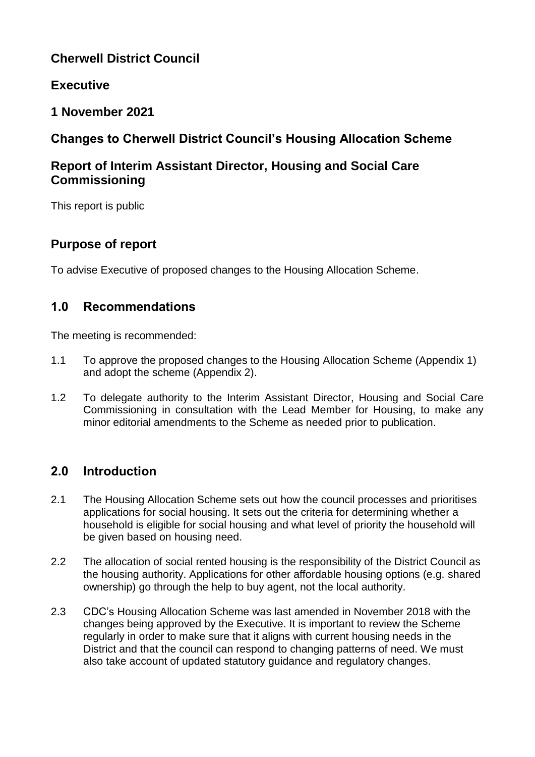## Cherwell District Council

## Executive

## 1 November 2021

## Changes to Cherwell District Council's Housing Allocation Scheme

## Report of Interim Assistant Director, Housing and Social Care Commissioning

This report is public

## Purpose of report

To advise Executive of proposed changes to the Housing Allocation Scheme.

## 1.0 Recommendations

The meeting is recommended:

1.1 To approve the proposed changes to the Housing Allocation Scheme (Appendix 1) and adopt the scheme (Appendix 2).

1.2 To delegate authority to the Interim Assistant Director, Housing and Social Care Commissioning in consultation with the Lead Member for Housing, to make any minor editorial amendments to the Scheme as needed prior to publication.

## 2.0 Introduction

2.1 The Housing Allocation Scheme sets out how the council processes and prioritises applications for social housing. It sets out the criteria for determining whether a household is eligible for social housing and what level of priority the household will be given based on housing need.

2.2 The allocation of social rented housing is the responsibility of the District Council as the housing authority. Applications for other affordable housing options (e.g. shared ownership) go through the help to buy agent, not the local authority.

2.3 CDC's Housing Allocation Scheme was last amended in November 2018 with the changes being approved by the Executive. It is important to review the Scheme regularly in order to make sure that it aligns with current housing needs in the District and that the council can respond to changing patterns of need. We must also take account of updated statutory guidance and regulatory changes.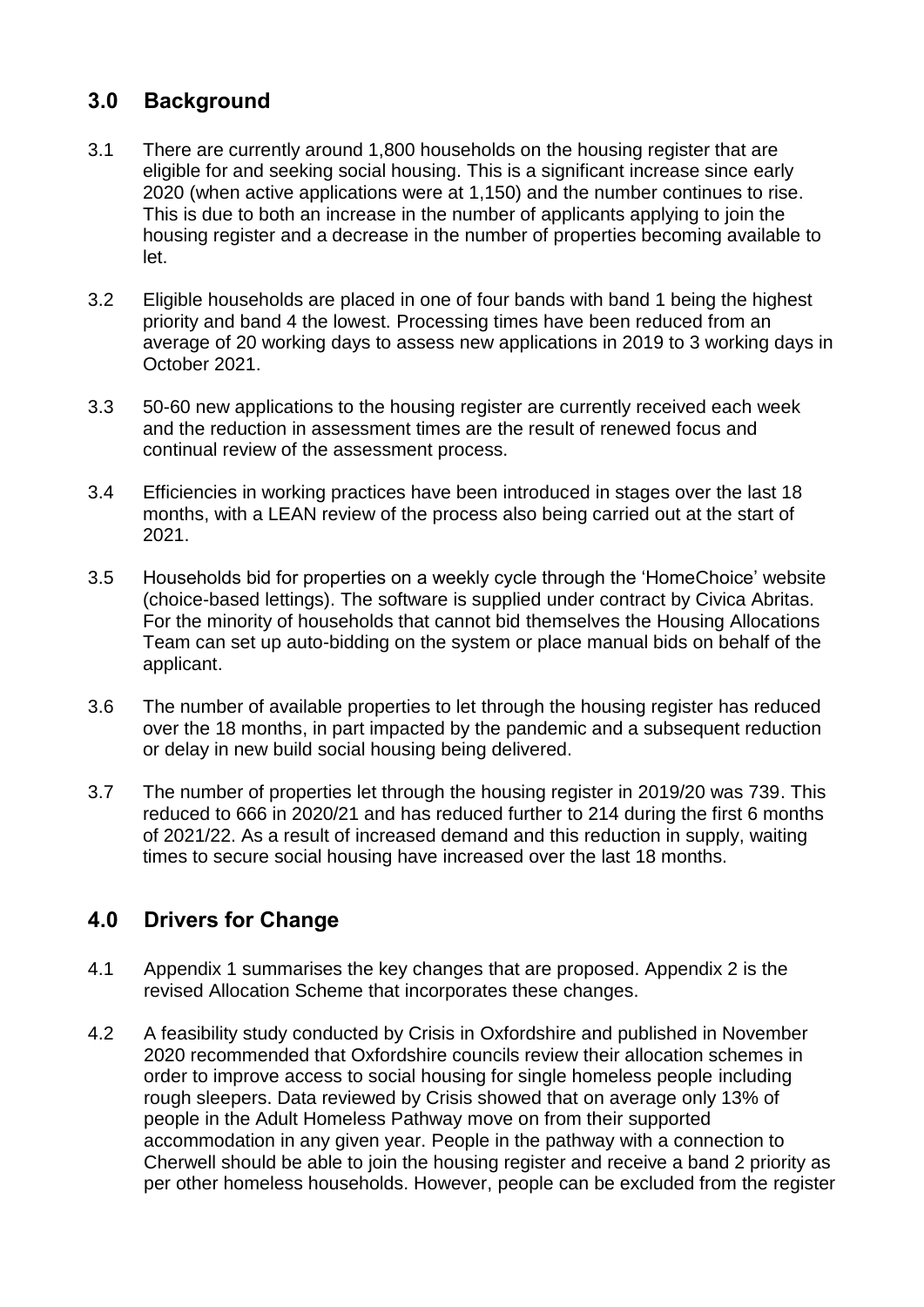## 3.0 Background

3.1 There are currently around 1,800 households on the housing register that are eligible for and seeking social housing. This is a significant increase since early 2020 (when active applications were at 1,150) and the number continues to rise. This is due to both an increase in the number of applicants applying to join the housing register and a decrease in the number of properties becoming available to let.

3.2 Eligible households are placed in one of four bands with band 1 being the highest priority and band 4 the lowest. Processing times have been reduced from an average of 20 working days to assess new applications in 2019 to 3 working days in October 2021.

3.3 50-60 new applications to the housing register are currently received each week and the reduction in assessment times are the result of renewed focus and continual review of the assessment process.

3.4 Efficiencies in working practices have been introduced in stages over the last 18 months, with a LEAN review of the process also being carried out at the start of 2021.

3.5 Households bid for properties on a weekly cycle through the 'HomeChoice' website (choice-based lettings). The software is supplied under contract by Civica Abritas. For the minority of households that cannot bid themselves the Housing Allocations Team can set up auto-bidding on the system or place manual bids on behalf of the applicant.

3.6 The number of available properties to let through the housing register has reduced over the 18 months, in part impacted by the pandemic and a subsequent reduction or delay in new build social housing being delivered.

3.7 The number of properties let through the housing register in 2019/20 was 739. This reduced to 666 in 2020/21 and has reduced further to 214 during the first 6 months of 2021/22. As a result of increased demand and this reduction in supply, waiting times to secure social housing have increased over the last 18 months.

## 4.0 Drivers for Change

4.1 Appendix 1 summarises the key changes that are proposed. Appendix 2 is the revised Allocation Scheme that incorporates these changes.

4.2 A feasibility study conducted by Crisis in Oxfordshire and published in November 2020 recommended that Oxfordshire councils review their allocation schemes in order to improve access to social housing for single homeless people including rough sleepers. Data reviewed by Crisis showed that on average only 13% of people in the Adult Homeless Pathway move on from their supported accommodation in any given year. People in the pathway with a connection to Cherwell should be able to join the housing register and receive a band 2 priority as per other homeless households. However, people can be excluded from the register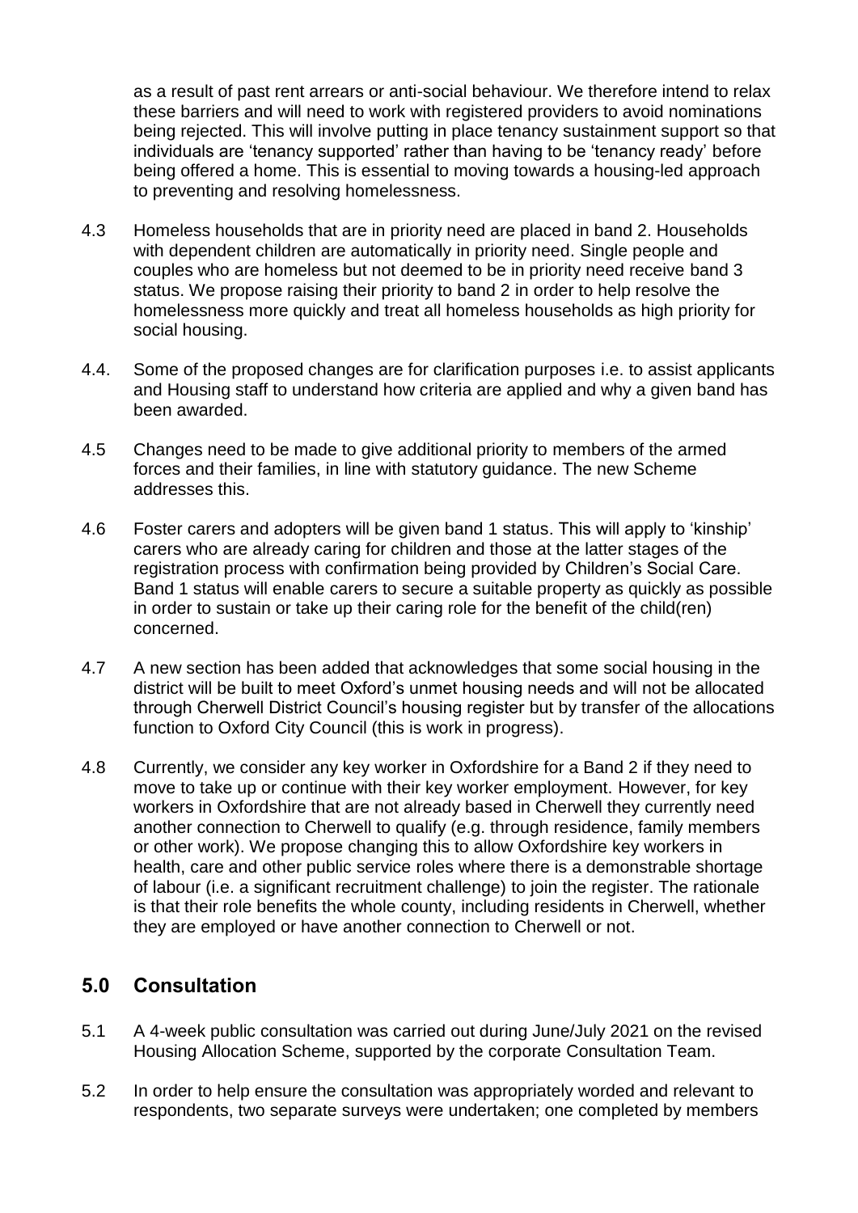as a result of past rent arrears or anti-social behaviour. We therefore intend to relax these barriers and will need to work with registered providers to avoid nominations being rejected. This will involve putting in place tenancy sustainment support so that individuals are 'tenancy supported' rather than having to be 'tenancy ready' before being offered a home. This is essential to moving towards a housing-led approach to preventing and resolving homelessness.

4.3 Homeless households that are in priority need are placed in band 2. Households with dependent children are automatically in priority need. Single people and couples who are homeless but not deemed to be in priority need receive band 3 status. We propose raising their priority to band 2 in order to help resolve the homelessness more quickly and treat all homeless households as high priority for social housing.

4.4. Some of the proposed changes are for clarification purposes i.e. to assist applicants and Housing staff to understand how criteria are applied and why a given band has been awarded.

4.5 Changes need to be made to give additional priority to members of the armed forces and their families, in line with statutory guidance. The new Scheme addresses this.

4.6 Foster carers and adopters will be given band 1 status. This will apply to 'kinship' carers who are already caring for children and those at the latter stages of the registration process with confirmation being provided by Children's Social Care. Band 1 status will enable carers to secure a suitable property as quickly as possible in order to sustain or take up their caring role for the benefit of the child(ren) concerned.

4.7 A new section has been added that acknowledges that some social housing in the district will be built to meet Oxford's unmet housing needs and will not be allocated through Cherwell District Council's housing register but by transfer of the allocations function to Oxford City Council (this is work in progress).

4.8 Currently, we consider any key worker in Oxfordshire for a Band 2 if they need to move to take up or continue with their key worker employment. However, for key workers in Oxfordshire that are not already based in Cherwell they currently need another connection to Cherwell to qualify (e.g. through residence, family members or other work). We propose changing this to allow Oxfordshire key workers in health, care and other public service roles where there is a demonstrable shortage of labour (i.e. a significant recruitment challenge) to join the register. The rationale is that their role benefits the whole county, including residents in Cherwell, whether they are employed or have another connection to Cherwell or not.

## 5.0 Consultation

5.1 A 4-week public consultation was carried out during June/July 2021 on the revised Housing Allocation Scheme, supported by the corporate Consultation Team.

5.2 In order to help ensure the consultation was appropriately worded and relevant to respondents, two separate surveys were undertaken; one completed by members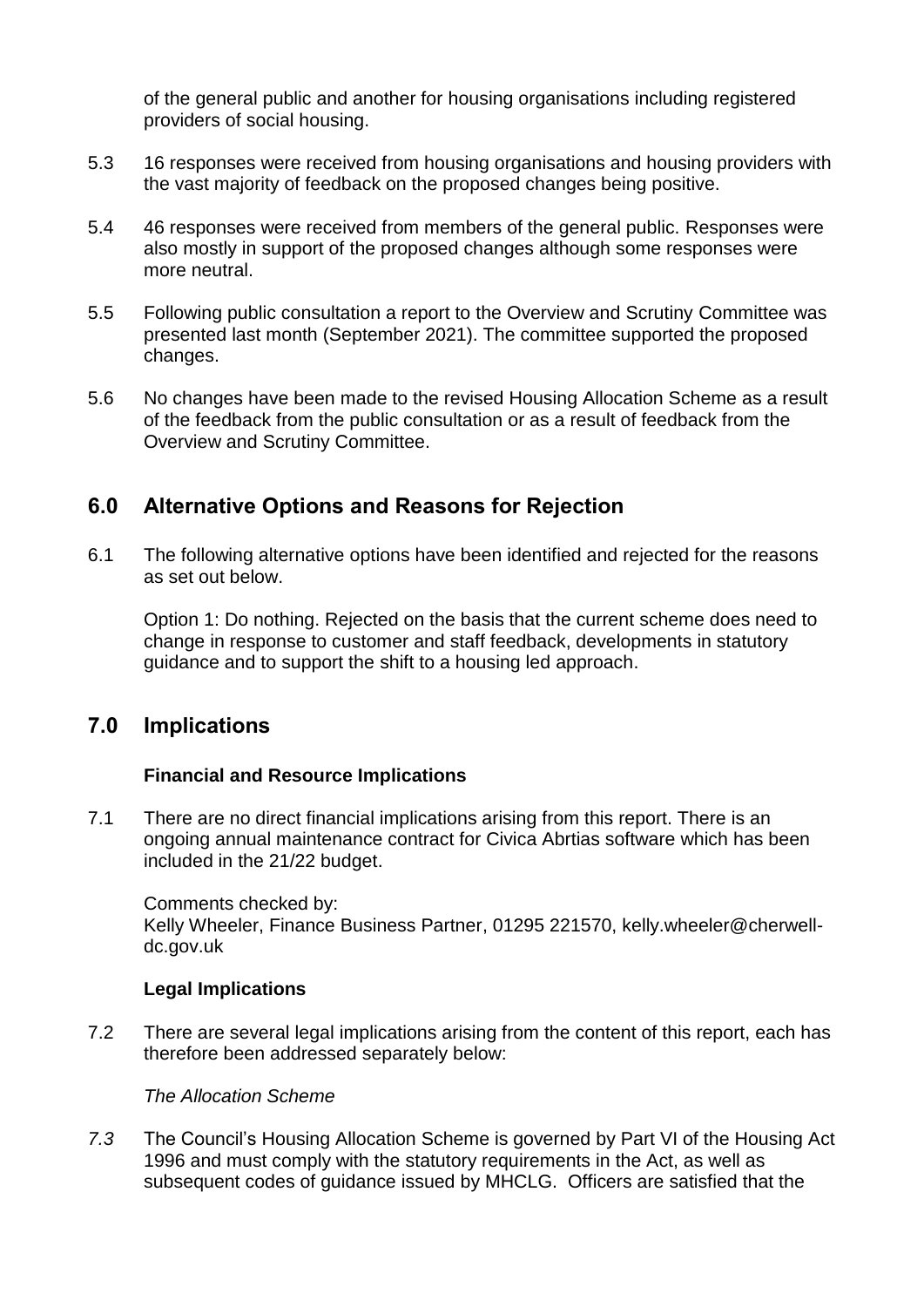of the general public and another for housing organisations including registered providers of social housing.

5.3 16 responses were received from housing organisations and housing providers with the vast majority of feedback on the proposed changes being positive.

5.4 46 responses were received from members of the general public. Responses were also mostly in support of the proposed changes although some responses were more neutral.

5.5 Following public consultation a report to the Overview and Scrutiny Committee was presented last month (September 2021). The committee supported the proposed changes.

5.6 No changes have been made to the revised Housing Allocation Scheme as a result of the feedback from the public consultation or as a result of feedback from the Overview and Scrutiny Committee.

## 6.0 Alternative Options and Reasons for Rejection

6.1 The following alternative options have been identified and rejected for the reasons as set out below.

Option 1: Do nothing. Rejected on the basis that the current scheme does need to change in response to customer and staff feedback, developments in statutory guidance and to support the shift to a housing led approach.

## 7.0 Implications

**Financial and Resource Implications**

7.1 There are no direct financial implications arising from this report. There is an ongoing annual maintenance contract for Civica Abrtias software which has been included in the 21/22 budget.

Comments checked by:
Kelly Wheeler, Finance Business Partner, 01295 221570, kelly.wheeler@cherwell-dc.gov.uk

**Legal Implications**

7.2 There are several legal implications arising from the content of this report, each has therefore been addressed separately below:

*The Allocation Scheme*

*7.3* The Council's Housing Allocation Scheme is governed by Part VI of the Housing Act 1996 and must comply with the statutory requirements in the Act, as well as subsequent codes of guidance issued by MHCLG. Officers are satisfied that the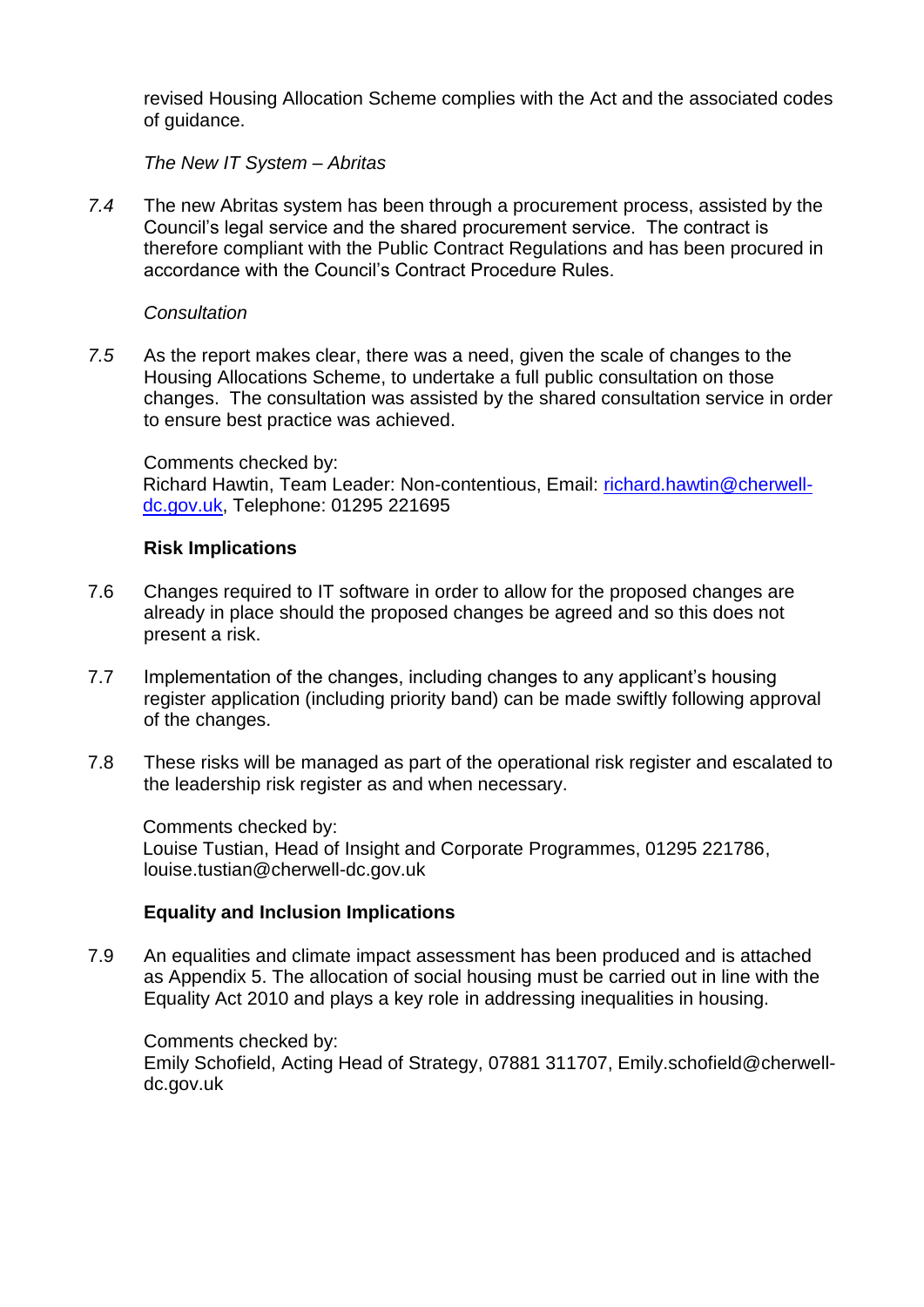revised Housing Allocation Scheme complies with the Act and the associated codes of guidance.

*The New IT System – Abritas*

*7.4* The new Abritas system has been through a procurement process, assisted by the Council's legal service and the shared procurement service. The contract is therefore compliant with the Public Contract Regulations and has been procured in accordance with the Council's Contract Procedure Rules.

*Consultation*

*7.5* As the report makes clear, there was a need, given the scale of changes to the Housing Allocations Scheme, to undertake a full public consultation on those changes. The consultation was assisted by the shared consultation service in order to ensure best practice was achieved.

Comments checked by:
Richard Hawtin, Team Leader: Non-contentious, Email: richard.hawtin@cherwell-dc.gov.uk, Telephone: 01295 221695

**Risk Implications**

7.6 Changes required to IT software in order to allow for the proposed changes are already in place should the proposed changes be agreed and so this does not present a risk.

7.7 Implementation of the changes, including changes to any applicant's housing register application (including priority band) can be made swiftly following approval of the changes.

7.8 These risks will be managed as part of the operational risk register and escalated to the leadership risk register as and when necessary.

Comments checked by:
Louise Tustian, Head of Insight and Corporate Programmes, 01295 221786, louise.tustian@cherwell-dc.gov.uk

**Equality and Inclusion Implications**

7.9 An equalities and climate impact assessment has been produced and is attached as Appendix 5. The allocation of social housing must be carried out in line with the Equality Act 2010 and plays a key role in addressing inequalities in housing.

Comments checked by:
Emily Schofield, Acting Head of Strategy, 07881 311707, Emily.schofield@cherwell-dc.gov.uk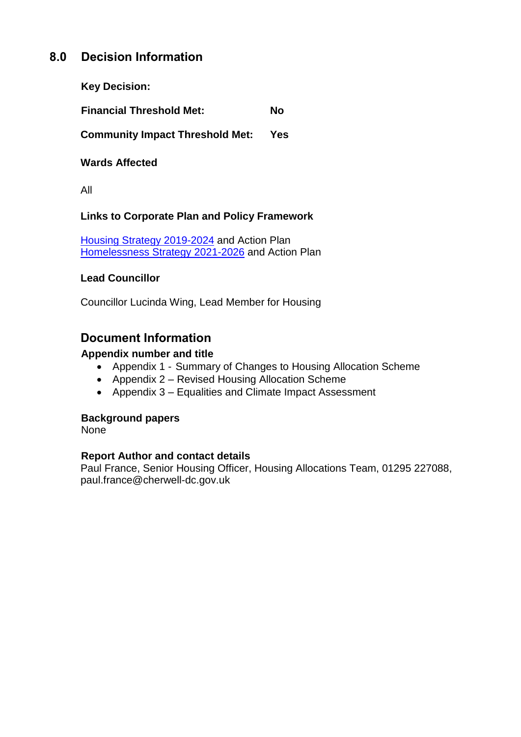## 8.0 Decision Information

**Key Decision:**

**Financial Threshold Met:** **No**

**Community Impact Threshold Met:** **Yes**

**Wards Affected**

All

**Links to Corporate Plan and Policy Framework**

Housing Strategy 2019-2024 and Action Plan
Homelessness Strategy 2021-2026 and Action Plan

**Lead Councillor**

Councillor Lucinda Wing, Lead Member for Housing

### Document Information

**Appendix number and title**

- Appendix 1 - Summary of Changes to Housing Allocation Scheme
- Appendix 2 – Revised Housing Allocation Scheme
- Appendix 3 – Equalities and Climate Impact Assessment

**Background papers**
None

**Report Author and contact details**
Paul France, Senior Housing Officer, Housing Allocations Team, 01295 227088, paul.france@cherwell-dc.gov.uk